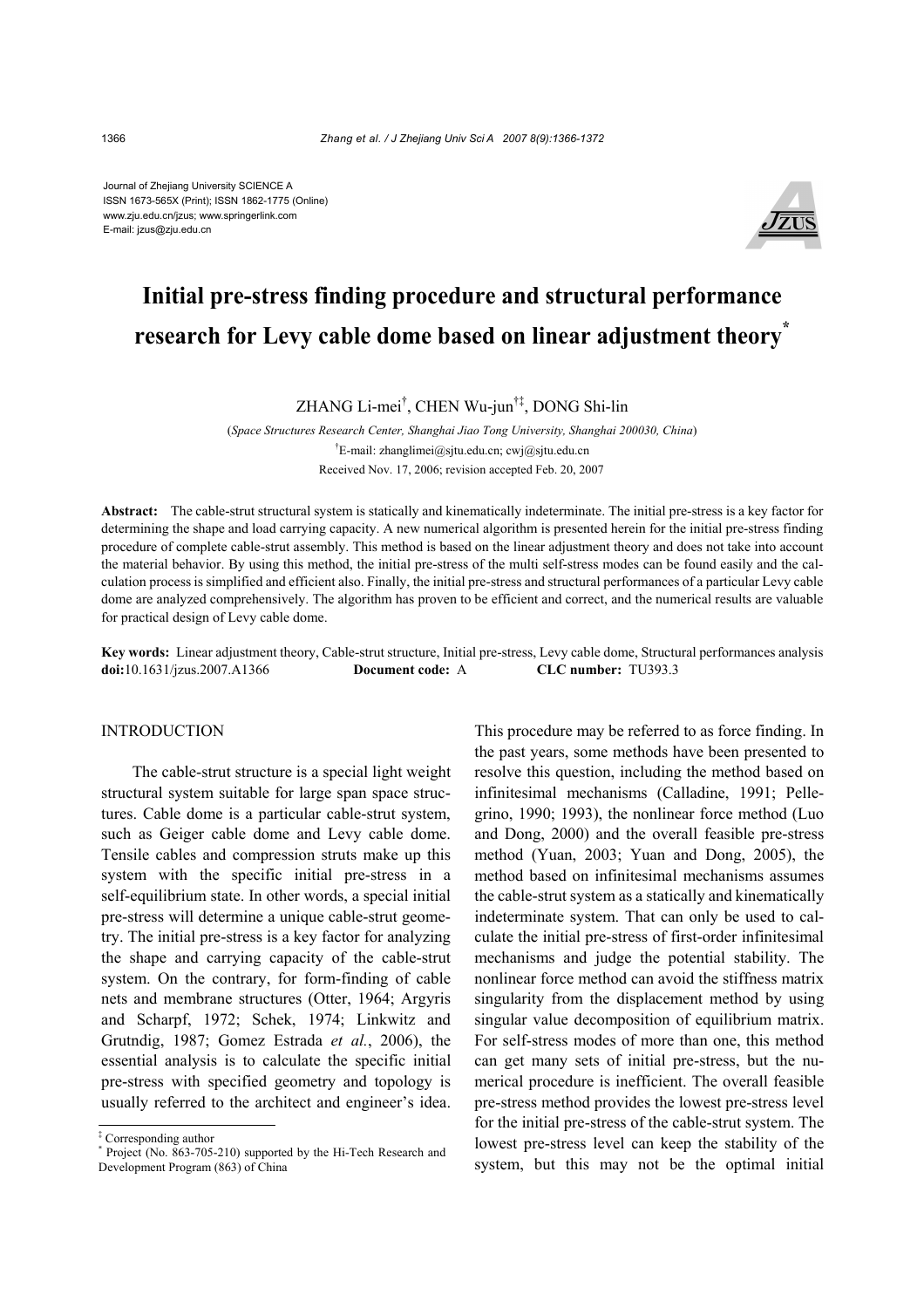Journal of Zhejiang University SCIENCE A
ISSN 1673-565X (Print); ISSN 1862-1775 (Online)
www.zju.edu.cn/jzus; www.springerlink.com
E-mail: jzus@zju.edu.cn

# Initial pre-stress finding procedure and structural performance research for Levy cable dome based on linear adjustment theory*

ZHANG Li-mei†, CHEN Wu-jun†‡, DONG Shi-lin

(*Space Structures Research Center, Shanghai Jiao Tong University, Shanghai 200030, China*)

†E-mail: zhanglimei@sjtu.edu.cn; cwj@sjtu.edu.cn

Received Nov. 17, 2006; revision accepted Feb. 20, 2007

**Abstract:** The cable-strut structural system is statically and kinematically indeterminate. The initial pre-stress is a key factor for determining the shape and load carrying capacity. A new numerical algorithm is presented herein for the initial pre-stress finding procedure of complete cable-strut assembly. This method is based on the linear adjustment theory and does not take into account the material behavior. By using this method, the initial pre-stress of the multi self-stress modes can be found easily and the calculation process is simplified and efficient also. Finally, the initial pre-stress and structural performances of a particular Levy cable dome are analyzed comprehensively. The algorithm has proven to be efficient and correct, and the numerical results are valuable for practical design of Levy cable dome.

**Key words:** Linear adjustment theory, Cable-strut structure, Initial pre-stress, Levy cable dome, Structural performances analysis
**doi:**10.1631/jzus.2007.A1366 **Document code:** A **CLC number:** TU393.3

## INTRODUCTION

The cable-strut structure is a special light weight structural system suitable for large span space structures. Cable dome is a particular cable-strut system, such as Geiger cable dome and Levy cable dome. Tensile cables and compression struts make up this system with the specific initial pre-stress in a self-equilibrium state. In other words, a special initial pre-stress will determine a unique cable-strut geometry. The initial pre-stress is a key factor for analyzing the shape and carrying capacity of the cable-strut system. On the contrary, for form-finding of cable nets and membrane structures (Otter, 1964; Argyris and Scharpf, 1972; Schek, 1974; Linkwitz and Grutndig, 1987; Gomez Estrada *et al.*, 2006), the essential analysis is to calculate the specific initial pre-stress with specified geometry and topology is usually referred to the architect and engineer's idea. This procedure may be referred to as force finding. In the past years, some methods have been presented to resolve this question, including the method based on infinitesimal mechanisms (Calladine, 1991; Pellegrino, 1990; 1993), the nonlinear force method (Luo and Dong, 2000) and the overall feasible pre-stress method (Yuan, 2003; Yuan and Dong, 2005), the method based on infinitesimal mechanisms assumes the cable-strut system as a statically and kinematically indeterminate system. That can only be used to calculate the initial pre-stress of first-order infinitesimal mechanisms and judge the potential stability. The nonlinear force method can avoid the stiffness matrix singularity from the displacement method by using singular value decomposition of equilibrium matrix. For self-stress modes of more than one, this method can get many sets of initial pre-stress, but the numerical procedure is inefficient. The overall feasible pre-stress method provides the lowest pre-stress level for the initial pre-stress of the cable-strut system. The lowest pre-stress level can keep the stability of the system, but this may not be the optimal initial

‡ Corresponding author
* Project (No. 863-705-210) supported by the Hi-Tech Research and Development Program (863) of China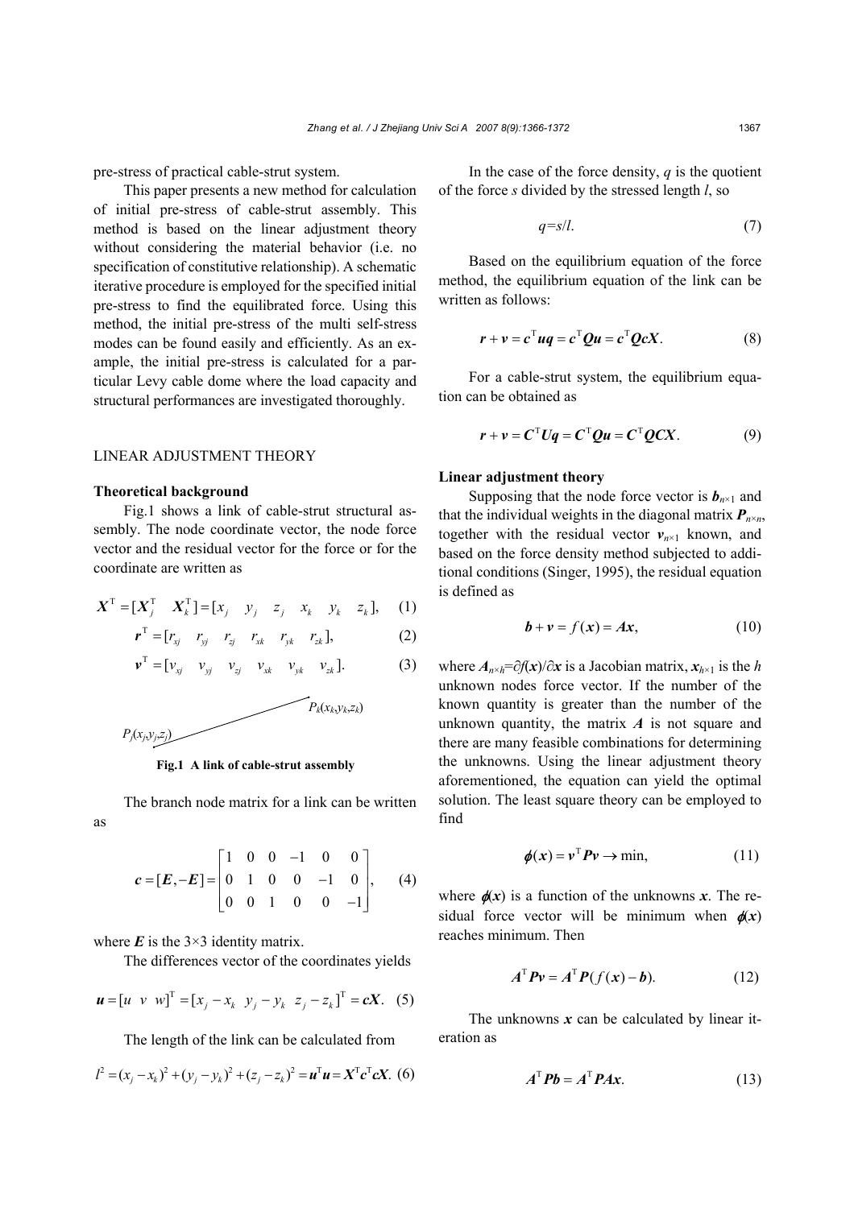pre-stress of practical cable-strut system.

This paper presents a new method for calculation of initial pre-stress of cable-strut assembly. This method is based on the linear adjustment theory without considering the material behavior (i.e. no specification of constitutive relationship). A schematic iterative procedure is employed for the specified initial pre-stress to find the equilibrated force. Using this method, the initial pre-stress of the multi self-stress modes can be found easily and efficiently. As an example, the initial pre-stress is calculated for a particular Levy cable dome where the load capacity and structural performances are investigated thoroughly.

## LINEAR ADJUSTMENT THEORY

### Theoretical background

Fig.1 shows a link of cable-strut structural assembly. The node coordinate vector, the node force vector and the residual vector for the force or for the coordinate are written as

$$\boldsymbol{X}^{\mathrm{T}} = [\boldsymbol{X}_j^{\mathrm{T}} \quad \boldsymbol{X}_k^{\mathrm{T}}] = [x_j \quad y_j \quad z_j \quad x_k \quad y_k \quad z_k], \quad (1)$$

$$\boldsymbol{r}^{\mathrm{T}} = [r_{xj} \quad r_{yj} \quad r_{zj} \quad r_{xk} \quad r_{yk} \quad r_{zk}], \quad (2)$$

$$\boldsymbol{v}^{\mathrm{T}} = [v_{xj} \quad v_{yj} \quad v_{zj} \quad v_{xk} \quad v_{yk} \quad v_{zk}]. \quad (3)$$

$P_j(x_j,y_j,z_j)$ $P_k(x_k,y_k,z_k)$

**Fig.1 A link of cable-strut assembly**

The branch node matrix for a link can be written as

$$\boldsymbol{c} = [\boldsymbol{E}, -\boldsymbol{E}] = \begin{bmatrix} 1 & 0 & 0 & -1 & 0 & 0 \\ 0 & 1 & 0 & 0 & -1 & 0 \\ 0 & 0 & 1 & 0 & 0 & -1 \end{bmatrix}, \quad (4)$$

where $\boldsymbol{E}$ is the 3×3 identity matrix.

The differences vector of the coordinates yields

$$\boldsymbol{u} = [u \quad v \quad w]^{\mathrm{T}} = [x_j - x_k \quad y_j - y_k \quad z_j - z_k]^{\mathrm{T}} = \boldsymbol{cX}. \quad (5)$$

The length of the link can be calculated from

$$l^2 = (x_j - x_k)^2 + (y_j - y_k)^2 + (z_j - z_k)^2 = \boldsymbol{u}^{\mathrm{T}}\boldsymbol{u} = \boldsymbol{X}^{\mathrm{T}}\boldsymbol{c}^{\mathrm{T}}\boldsymbol{cX}. \quad (6)$$

In the case of the force density, $q$ is the quotient of the force $s$ divided by the stressed length $l$, so

$$q = s/l. \quad (7)$$

Based on the equilibrium equation of the force method, the equilibrium equation of the link can be written as follows:

$$\boldsymbol{r} + \boldsymbol{v} = \boldsymbol{c}^{\mathrm{T}}\boldsymbol{u}q = \boldsymbol{c}^{\mathrm{T}}\boldsymbol{Qu} = \boldsymbol{c}^{\mathrm{T}}\boldsymbol{QcX}. \quad (8)$$

For a cable-strut system, the equilibrium equation can be obtained as

$$\boldsymbol{r} + \boldsymbol{v} = \boldsymbol{C}^{\mathrm{T}}\boldsymbol{Uq} = \boldsymbol{C}^{\mathrm{T}}\boldsymbol{Qu} = \boldsymbol{C}^{\mathrm{T}}\boldsymbol{QCX}. \quad (9)$$

### Linear adjustment theory

Supposing that the node force vector is $\boldsymbol{b}_{n\times 1}$ and that the individual weights in the diagonal matrix $\boldsymbol{P}_{n\times n}$, together with the residual vector $\boldsymbol{v}_{n\times 1}$ known, and based on the force density method subjected to additional conditions (Singer, 1995), the residual equation is defined as

$$\boldsymbol{b} + \boldsymbol{v} = f(\boldsymbol{x}) = \boldsymbol{Ax}, \quad (10)$$

where $\boldsymbol{A}_{n\times h} = \partial f(\boldsymbol{x})/\partial \boldsymbol{x}$ is a Jacobian matrix, $\boldsymbol{x}_{h\times 1}$ is the $h$ unknown nodes force vector. If the number of the known quantity is greater than the number of the unknown quantity, the matrix $\boldsymbol{A}$ is not square and there are many feasible combinations for determining the unknowns. Using the linear adjustment theory aforementioned, the equation can yield the optimal solution. The least square theory can be employed to find

$$\phi(\boldsymbol{x}) = \boldsymbol{v}^{\mathrm{T}}\boldsymbol{Pv} \rightarrow \min, \quad (11)$$

where $\phi(\boldsymbol{x})$ is a function of the unknowns $\boldsymbol{x}$. The residual force vector will be minimum when $\phi(\boldsymbol{x})$ reaches minimum. Then

$$\boldsymbol{A}^{\mathrm{T}}\boldsymbol{Pv} = \boldsymbol{A}^{\mathrm{T}}\boldsymbol{P}(f(\boldsymbol{x}) - \boldsymbol{b}). \quad (12)$$

The unknowns $\boldsymbol{x}$ can be calculated by linear iteration as

$$\boldsymbol{A}^{\mathrm{T}}\boldsymbol{Pb} = \boldsymbol{A}^{\mathrm{T}}\boldsymbol{PAx}. \quad (13)$$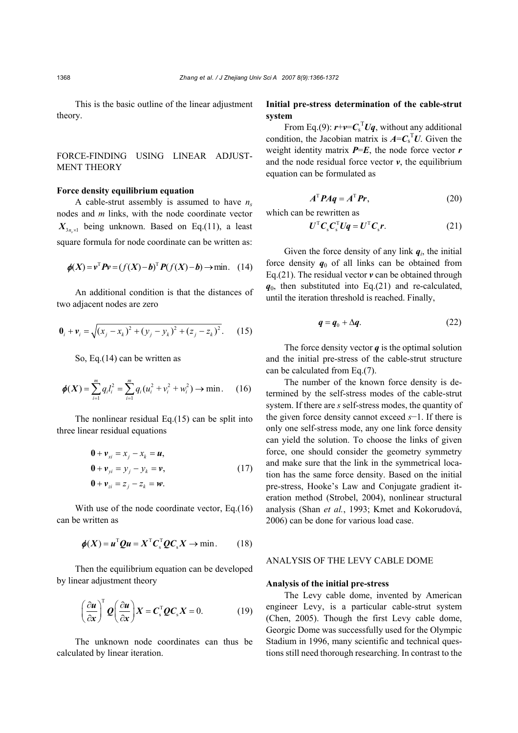This is the basic outline of the linear adjustment theory.

## FORCE-FINDING USING LINEAR ADJUSTMENT THEORY

### Force density equilibrium equation

A cable-strut assembly is assumed to have $n_s$ nodes and $m$ links, with the node coordinate vector $\boldsymbol{X}_{3n_s\times 1}$ being unknown. Based on Eq.(11), a least square formula for node coordinate can be written as:

$$\boldsymbol{\phi}(\boldsymbol{X}) = \boldsymbol{v}^{\mathrm{T}}\boldsymbol{P}\boldsymbol{v} = (f(\boldsymbol{X})-\boldsymbol{b})^{\mathrm{T}}\boldsymbol{P}(f(\boldsymbol{X})-\boldsymbol{b}) \rightarrow \min. \quad (14)$$

An additional condition is that the distances of two adjacent nodes are zero

$$\boldsymbol{0}_i + \boldsymbol{v}_i = \sqrt{(x_j - x_k)^2 + (y_j - y_k)^2 + (z_j - z_k)^2}. \quad (15)$$

So, Eq.(14) can be written as

$$\boldsymbol{\phi}(\boldsymbol{X}) = \sum_{i=1}^{m} q_i l_i^2 = \sum_{i=1}^{m} q_i (u_i^2 + v_i^2 + w_i^2) \rightarrow \min. \quad (16)$$

The nonlinear residual Eq.(15) can be split into three linear residual equations

$$\begin{aligned} \boldsymbol{0} + \boldsymbol{v}_{xi} &= x_j - x_k = \boldsymbol{u}, \\ \boldsymbol{0} + \boldsymbol{v}_{yi} &= y_j - y_k = \boldsymbol{v}, \\ \boldsymbol{0} + \boldsymbol{v}_{zi} &= z_j - z_k = \boldsymbol{w}. \end{aligned} \quad (17)$$

With use of the node coordinate vector, Eq.(16) can be written as

$$\boldsymbol{\phi}(\boldsymbol{X}) = \boldsymbol{u}^{\mathrm{T}}\boldsymbol{Q}\boldsymbol{u} = \boldsymbol{X}^{\mathrm{T}}\boldsymbol{C}_{\mathrm{s}}^{\mathrm{T}}\boldsymbol{Q}\boldsymbol{C}_{\mathrm{s}}\boldsymbol{X} \rightarrow \min. \quad (18)$$

Then the equilibrium equation can be developed by linear adjustment theory

$$\left(\frac{\partial \boldsymbol{u}}{\partial \boldsymbol{x}}\right)^{\mathrm{T}} \boldsymbol{Q} \left(\frac{\partial \boldsymbol{u}}{\partial \boldsymbol{x}}\right) \boldsymbol{X} = \boldsymbol{C}_{\mathrm{s}}^{\mathrm{T}}\boldsymbol{Q}\boldsymbol{C}_{\mathrm{s}}\boldsymbol{X} = 0. \quad (19)$$

The unknown node coordinates can thus be calculated by linear iteration.

### Initial pre-stress determination of the cable-strut system

From Eq.(9): $\boldsymbol{r}+\boldsymbol{v}=\boldsymbol{C}_{\mathrm{s}}^{\mathrm{T}}\boldsymbol{U}\boldsymbol{q}$, without any additional condition, the Jacobian matrix is $\boldsymbol{A}=\boldsymbol{C}_{\mathrm{s}}^{\mathrm{T}}\boldsymbol{U}$. Given the weight identity matrix $\boldsymbol{P}=\boldsymbol{E}$, the node force vector $\boldsymbol{r}$ and the node residual force vector $\boldsymbol{v}$, the equilibrium equation can be formulated as

$$\boldsymbol{A}^{\mathrm{T}}\boldsymbol{P}\boldsymbol{A}\boldsymbol{q} = \boldsymbol{A}^{\mathrm{T}}\boldsymbol{P}\boldsymbol{r}, \quad (20)$$

which can be rewritten as

$$\boldsymbol{U}^{\mathrm{T}}\boldsymbol{C}_{\mathrm{s}}\boldsymbol{C}_{\mathrm{s}}^{\mathrm{T}}\boldsymbol{U}\boldsymbol{q} = \boldsymbol{U}^{\mathrm{T}}\boldsymbol{C}_{\mathrm{s}}\boldsymbol{r}. \quad (21)$$

Given the force density of any link $\boldsymbol{q}_i$, the initial force density $\boldsymbol{q}_0$ of all links can be obtained from Eq.(21). The residual vector $\boldsymbol{v}$ can be obtained through $\boldsymbol{q}_0$, then substituted into Eq.(21) and re-calculated, until the iteration threshold is reached. Finally,

$$\boldsymbol{q} = \boldsymbol{q}_0 + \Delta\boldsymbol{q}. \quad (22)$$

The force density vector $\boldsymbol{q}$ is the optimal solution and the initial pre-stress of the cable-strut structure can be calculated from Eq.(7).

The number of the known force density is determined by the self-stress modes of the cable-strut system. If there are $s$ self-stress modes, the quantity of the given force density cannot exceed $s-1$. If there is only one self-stress mode, any one link force density can yield the solution. To choose the links of given force, one should consider the geometry symmetry and make sure that the link in the symmetrical location has the same force density. Based on the initial pre-stress, Hooke's Law and Conjugate gradient iteration method (Strobel, 2004), nonlinear structural analysis (Shan *et al.*, 1993; Kmet and Kokorudová, 2006) can be done for various load case.

## ANALYSIS OF THE LEVY CABLE DOME

### Analysis of the initial pre-stress

The Levy cable dome, invented by American engineer Levy, is a particular cable-strut system (Chen, 2005). Though the first Levy cable dome, Georgic Dome was successfully used for the Olympic Stadium in 1996, many scientific and technical questions still need thorough researching. In contrast to the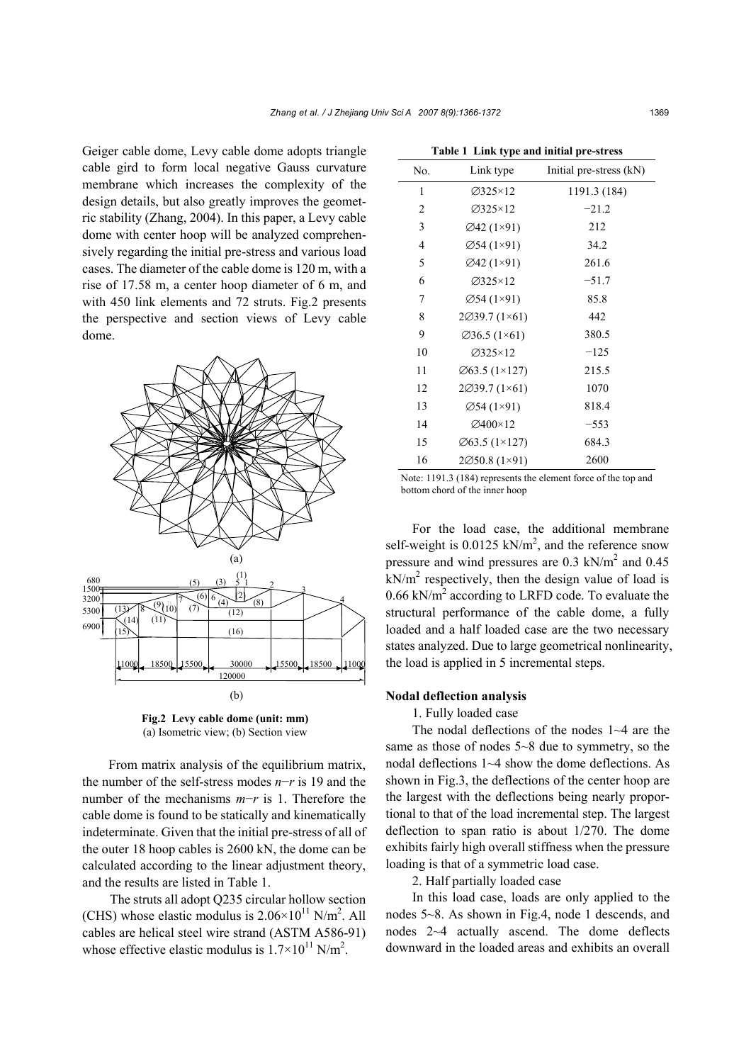Geiger cable dome, Levy cable dome adopts triangle cable gird to form local negative Gauss curvature membrane which increases the complexity of the design details, but also greatly improves the geometric stability (Zhang, 2004). In this paper, a Levy cable dome with center hoop will be analyzed comprehensively regarding the initial pre-stress and various load cases. The diameter of the cable dome is 120 m, with a rise of 17.58 m, a center hoop diameter of 6 m, and with 450 link elements and 72 struts. Fig.2 presents the perspective and section views of Levy cable dome.

**Fig.2 Levy cable dome (unit: mm)**
(a) Isometric view; (b) Section view

From matrix analysis of the equilibrium matrix, the number of the self-stress modes $n-r$ is 19 and the number of the mechanisms $m-r$ is 1. Therefore the cable dome is found to be statically and kinematically indeterminate. Given that the initial pre-stress of all of the outer 18 hoop cables is 2600 kN, the dome can be calculated according to the linear adjustment theory, and the results are listed in Table 1.

The struts all adopt Q235 circular hollow section (CHS) whose elastic modulus is $2.06\times10^{11}$ N/m$^2$. All cables are helical steel wire strand (ASTM A586-91) whose effective elastic modulus is $1.7\times10^{11}$ N/m$^2$.

**Table 1 Link type and initial pre-stress**

| No. | Link type | Initial pre-stress (kN) |
|---|---|---|
| 1 | ∅325×12 | 1191.3 (184) |
| 2 | ∅325×12 | −21.2 |
| 3 | ∅42 (1×91) | 212 |
| 4 | ∅54 (1×91) | 34.2 |
| 5 | ∅42 (1×91) | 261.6 |
| 6 | ∅325×12 | −51.7 |
| 7 | ∅54 (1×91) | 85.8 |
| 8 | 2∅39.7 (1×61) | 442 |
| 9 | ∅36.5 (1×61) | 380.5 |
| 10 | ∅325×12 | −125 |
| 11 | ∅63.5 (1×127) | 215.5 |
| 12 | 2∅39.7 (1×61) | 1070 |
| 13 | ∅54 (1×91) | 818.4 |
| 14 | ∅400×12 | −553 |
| 15 | ∅63.5 (1×127) | 684.3 |
| 16 | 2∅50.8 (1×91) | 2600 |

Note: 1191.3 (184) represents the element force of the top and bottom chord of the inner hoop

For the load case, the additional membrane self-weight is 0.0125 kN/m$^2$, and the reference snow pressure and wind pressures are 0.3 kN/m$^2$ and 0.45 kN/m$^2$ respectively, then the design value of load is 0.66 kN/m$^2$ according to LRFD code. To evaluate the structural performance of the cable dome, a fully loaded and a half loaded case are the two necessary states analyzed. Due to large geometrical nonlinearity, the load is applied in 5 incremental steps.

### Nodal deflection analysis

1. Fully loaded case

The nodal deflections of the nodes 1~4 are the same as those of nodes 5~8 due to symmetry, so the nodal deflections 1~4 show the dome deflections. As shown in Fig.3, the deflections of the center hoop are the largest with the deflections being nearly proportional to that of the load incremental step. The largest deflection to span ratio is about 1/270. The dome exhibits fairly high overall stiffness when the pressure loading is that of a symmetric load case.

2. Half partially loaded case

In this load case, loads are only applied to the nodes 5~8. As shown in Fig.4, node 1 descends, and nodes 2~4 actually ascend. The dome deflects downward in the loaded areas and exhibits an overall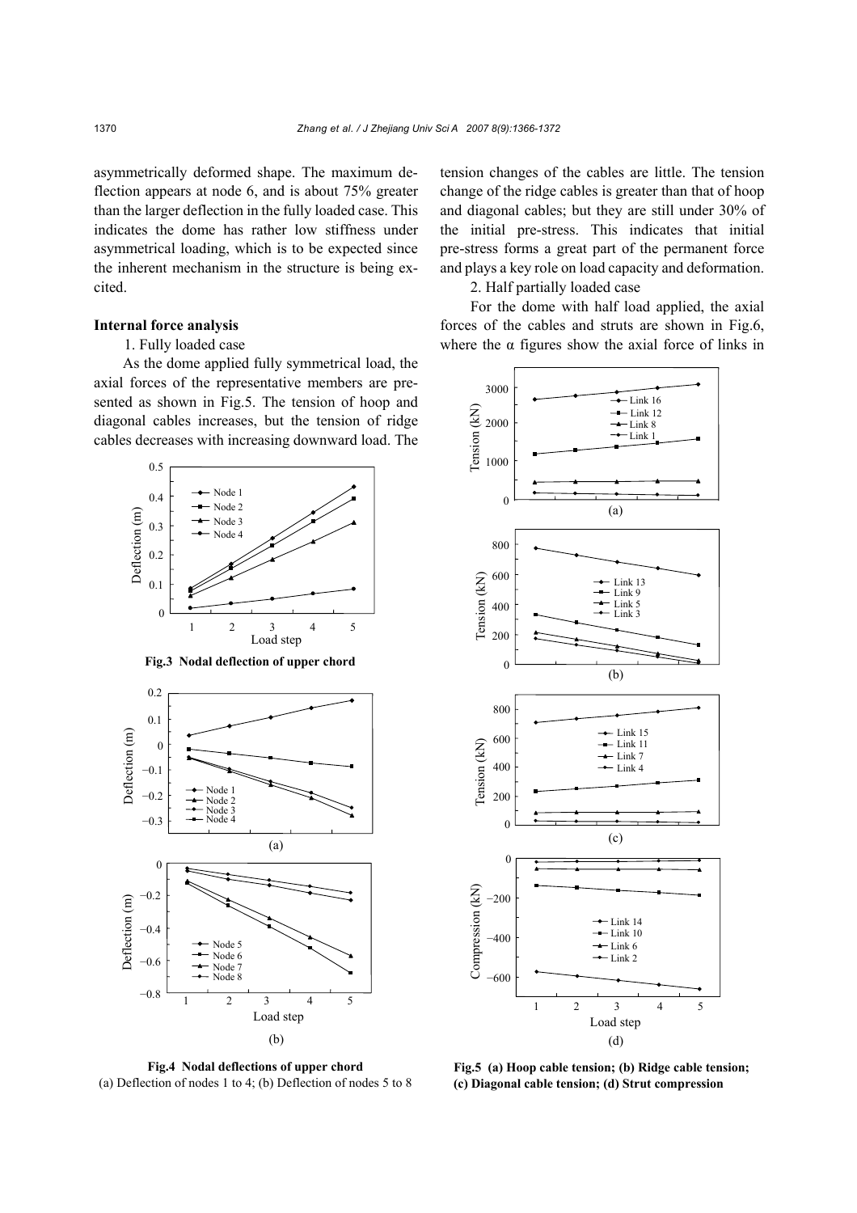asymmetrically deformed shape. The maximum deflection appears at node 6, and is about 75% greater than the larger deflection in the fully loaded case. This indicates the dome has rather low stiffness under asymmetrical loading, which is to be expected since the inherent mechanism in the structure is being excited.

**Internal force analysis**

1. Fully loaded case

As the dome applied fully symmetrical load, the axial forces of the representative members are presented as shown in Fig.5. The tension of hoop and diagonal cables increases, but the tension of ridge cables decreases with increasing downward load. The tension changes of the cables are little. The tension change of the ridge cables is greater than that of hoop and diagonal cables; but they are still under 30% of the initial pre-stress. This indicates that initial pre-stress forms a great part of the permanent force and plays a key role on load capacity and deformation.

2. Half partially loaded case

For the dome with half load applied, the axial forces of the cables and struts are shown in Fig.6, where the α figures show the axial force of links in

**Fig.3 Nodal deflection of upper chord**

**Fig.4 Nodal deflections of upper chord**
(a) Deflection of nodes 1 to 4; (b) Deflection of nodes 5 to 8

**Fig.5 (a) Hoop cable tension; (b) Ridge cable tension; (c) Diagonal cable tension; (d) Strut compression**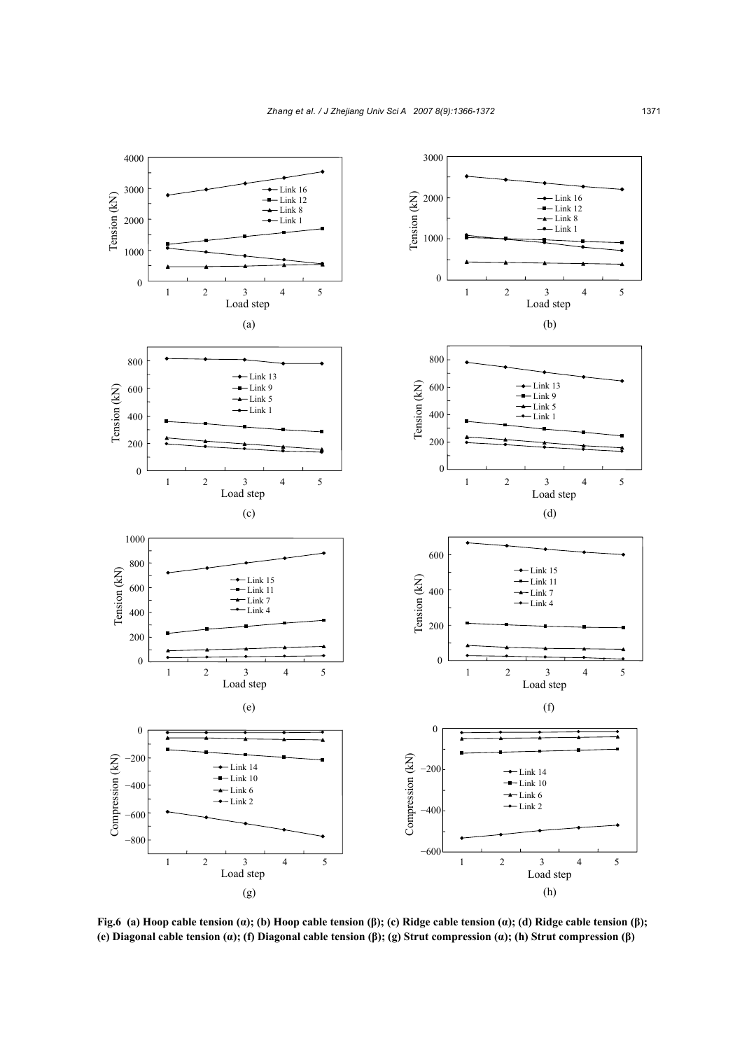**Fig.6 (a) Hoop cable tension (α); (b) Hoop cable tension (β); (c) Ridge cable tension (α); (d) Ridge cable tension (β); (e) Diagonal cable tension (α); (f) Diagonal cable tension (β); (g) Strut compression (α); (h) Strut compression (β)**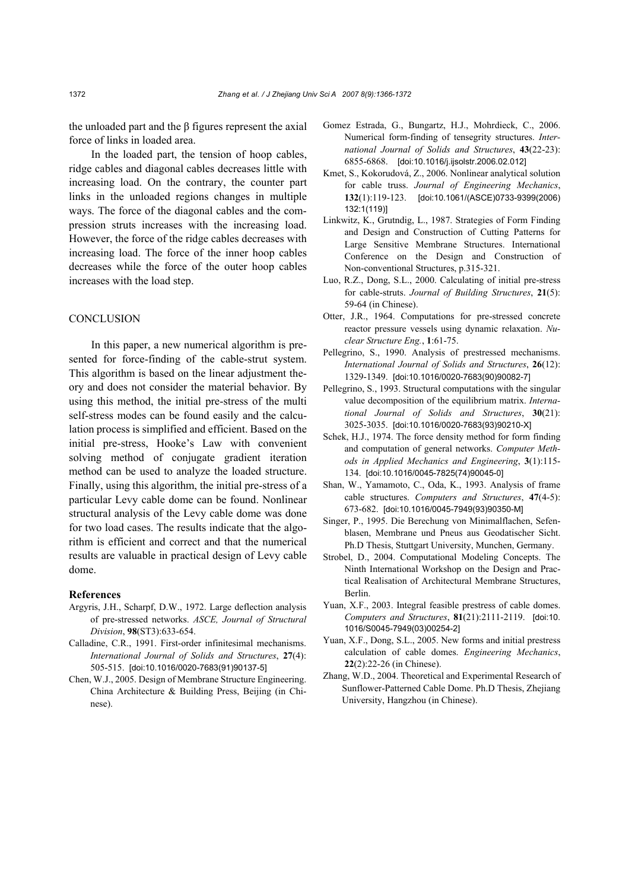the unloaded part and the β figures represent the axial force of links in loaded area.

In the loaded part, the tension of hoop cables, ridge cables and diagonal cables decreases little with increasing load. On the contrary, the counter part links in the unloaded regions changes in multiple ways. The force of the diagonal cables and the compression struts increases with the increasing load. However, the force of the ridge cables decreases with increasing load. The force of the inner hoop cables decreases while the force of the outer hoop cables increases with the load step.

## CONCLUSION

In this paper, a new numerical algorithm is presented for force-finding of the cable-strut system. This algorithm is based on the linear adjustment theory and does not consider the material behavior. By using this method, the initial pre-stress of the multi self-stress modes can be found easily and the calculation process is simplified and efficient. Based on the initial pre-stress, Hooke's Law with convenient solving method of conjugate gradient iteration method can be used to analyze the loaded structure. Finally, using this algorithm, the initial pre-stress of a particular Levy cable dome can be found. Nonlinear structural analysis of the Levy cable dome was done for two load cases. The results indicate that the algorithm is efficient and correct and that the numerical results are valuable in practical design of Levy cable dome.

### References

Argyris, J.H., Scharpf, D.W., 1972. Large deflection analysis of pre-stressed networks. *ASCE, Journal of Structural Division*, **98**(ST3):633-654.

Calladine, C.R., 1991. First-order infinitesimal mechanisms. *International Journal of Solids and Structures*, **27**(4): 505-515. [doi:10.1016/0020-7683(91)90137-5]

Chen, W.J., 2005. Design of Membrane Structure Engineering. China Architecture & Building Press, Beijing (in Chinese).

Gomez Estrada, G., Bungartz, H.J., Mohrdieck, C., 2006. Numerical form-finding of tensegrity structures. *International Journal of Solids and Structures*, **43**(22-23): 6855-6868. [doi:10.1016/j.ijsolstr.2006.02.012]

Kmet, S., Kokorudová, Z., 2006. Nonlinear analytical solution for cable truss. *Journal of Engineering Mechanics*, **132**(1):119-123. [doi:10.1061/(ASCE)0733-9399(2006) 132:1(119)]

Linkwitz, K., Grutndig, L., 1987. Strategies of Form Finding and Design and Construction of Cutting Patterns for Large Sensitive Membrane Structures. International Conference on the Design and Construction of Non-conventional Structures, p.315-321.

Luo, R.Z., Dong, S.L., 2000. Calculating of initial pre-stress for cable-struts. *Journal of Building Structures*, **21**(5): 59-64 (in Chinese).

Otter, J.R., 1964. Computations for pre-stressed concrete reactor pressure vessels using dynamic relaxation. *Nuclear Structure Eng.*, **1**:61-75.

Pellegrino, S., 1990. Analysis of prestressed mechanisms. *International Journal of Solids and Structures*, **26**(12): 1329-1349. [doi:10.1016/0020-7683(90)90082-7]

Pellegrino, S., 1993. Structural computations with the singular value decomposition of the equilibrium matrix. *International Journal of Solids and Structures*, **30**(21): 3025-3035. [doi:10.1016/0020-7683(93)90210-X]

Schek, H.J., 1974. The force density method for form finding and computation of general networks. *Computer Methods in Applied Mechanics and Engineering*, **3**(1):115-134. [doi:10.1016/0045-7825(74)90045-0]

Shan, W., Yamamoto, C., Oda, K., 1993. Analysis of frame cable structures. *Computers and Structures*, **47**(4-5): 673-682. [doi:10.1016/0045-7949(93)90350-M]

Singer, P., 1995. Die Berechung von Minimalflachen, Sefenblasen, Membrane und Pneus aus Geodatischer Sicht. Ph.D Thesis, Stuttgart University, Munchen, Germany.

Strobel, D., 2004. Computational Modeling Concepts. The Ninth International Workshop on the Design and Practical Realisation of Architectural Membrane Structures, Berlin.

Yuan, X.F., 2003. Integral feasible prestress of cable domes. *Computers and Structures*, **81**(21):2111-2119. [doi:10. 1016/S0045-7949(03)00254-2]

Yuan, X.F., Dong, S.L., 2005. New forms and initial prestress calculation of cable domes. *Engineering Mechanics*, **22**(2):22-26 (in Chinese).

Zhang, W.D., 2004. Theoretical and Experimental Research of Sunflower-Patterned Cable Dome. Ph.D Thesis, Zhejiang University, Hangzhou (in Chinese).